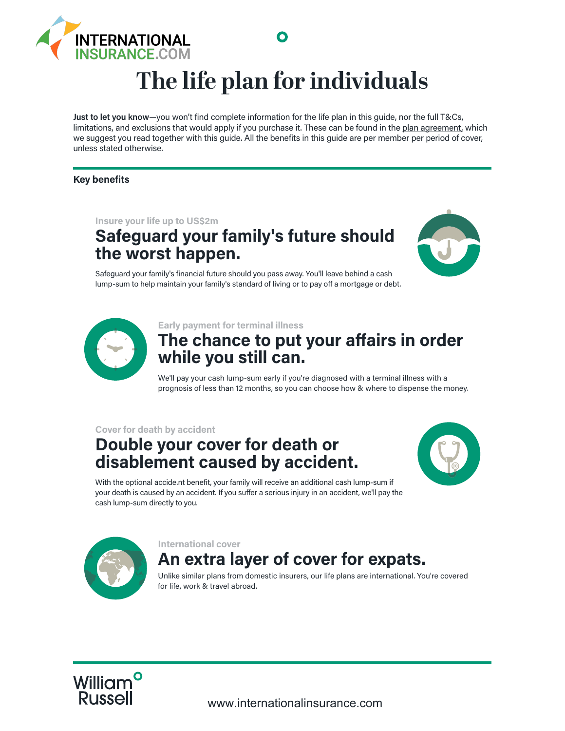# The life plan for individuals

**Just to let you know**—you won't find complete information for the life plan in this guide, nor the full T&Cs, limitations, and exclusions that would apply if you purchase it. These can be found in the plan agreement, which we suggest you read together with this guide. All the benefits in this guide are per member per period of cover, unless stated otherwise.

## Key benefits

Insure your life up to US$2m

### Safeguard your family's future should the worst happen.

Safeguard your family's financial future should you pass away. You'll leave behind a cash lump-sum to help maintain your family's standard of living or to pay off a mortgage or debt.

Early payment for terminal illness

### The chance to put your affairs in order while you still can.

We'll pay your cash lump-sum early if you're diagnosed with a terminal illness with a prognosis of less than 12 months, so you can choose how & where to dispense the money.

Cover for death by accident

### Double your cover for death or disablement caused by accident.

With the optional accide.nt benefit, your family will receive an additional cash lump-sum if your death is caused by an accident. If you suffer a serious injury in an accident, we'll pay the cash lump-sum directly to you.

International cover

### An extra layer of cover for expats.

Unlike similar plans from domestic insurers, our life plans are international. You're covered for life, work & travel abroad.

www.internationalinsurance.com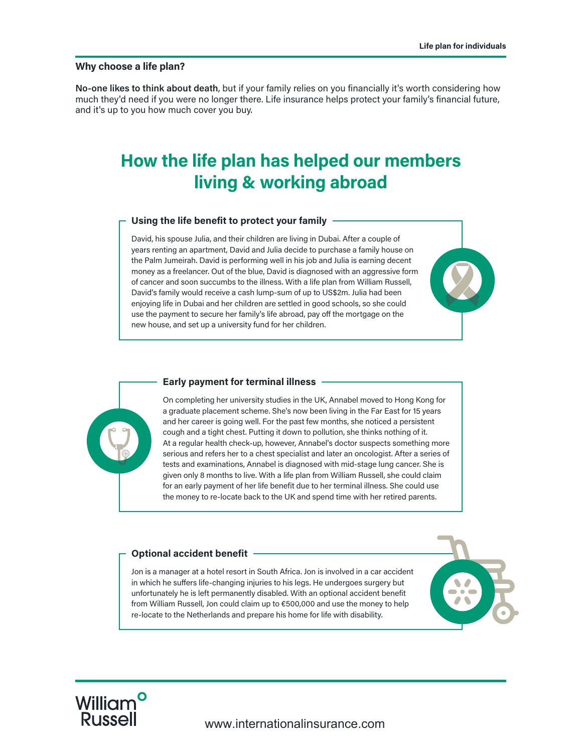## Why choose a life plan?

**No-one likes to think about death**, but if your family relies on you financially it's worth considering how much they'd need if you were no longer there. Life insurance helps protect your family's financial future, and it's up to you how much cover you buy.

# How the life plan has helped our members living & working abroad

### Using the life benefit to protect your family

David, his spouse Julia, and their children are living in Dubai. After a couple of years renting an apartment, David and Julia decide to purchase a family house on the Palm Jumeirah. David is performing well in his job and Julia is earning decent money as a freelancer. Out of the blue, David is diagnosed with an aggressive form of cancer and soon succumbs to the illness. With a life plan from William Russell, David's family would receive a cash lump-sum of up to US$2m. Julia had been enjoying life in Dubai and her children are settled in good schools, so she could use the payment to secure her family's life abroad, pay off the mortgage on the new house, and set up a university fund for her children.

### Early payment for terminal illness

On completing her university studies in the UK, Annabel moved to Hong Kong for a graduate placement scheme. She's now been living in the Far East for 15 years and her career is going well. For the past few months, she noticed a persistent cough and a tight chest. Putting it down to pollution, she thinks nothing of it. At a regular health check-up, however, Annabel's doctor suspects something more serious and refers her to a chest specialist and later an oncologist. After a series of tests and examinations, Annabel is diagnosed with mid-stage lung cancer. She is given only 8 months to live. With a life plan from William Russell, she could claim for an early payment of her life benefit due to her terminal illness. She could use the money to re-locate back to the UK and spend time with her retired parents.

### Optional accident benefit

Jon is a manager at a hotel resort in South Africa. Jon is involved in a car accident in which he suffers life-changing injuries to his legs. He undergoes surgery but unfortunately he is left permanently disabled. With an optional accident benefit from William Russell, Jon could claim up to €500,000 and use the money to help re-locate to the Netherlands and prepare his home for life with disability.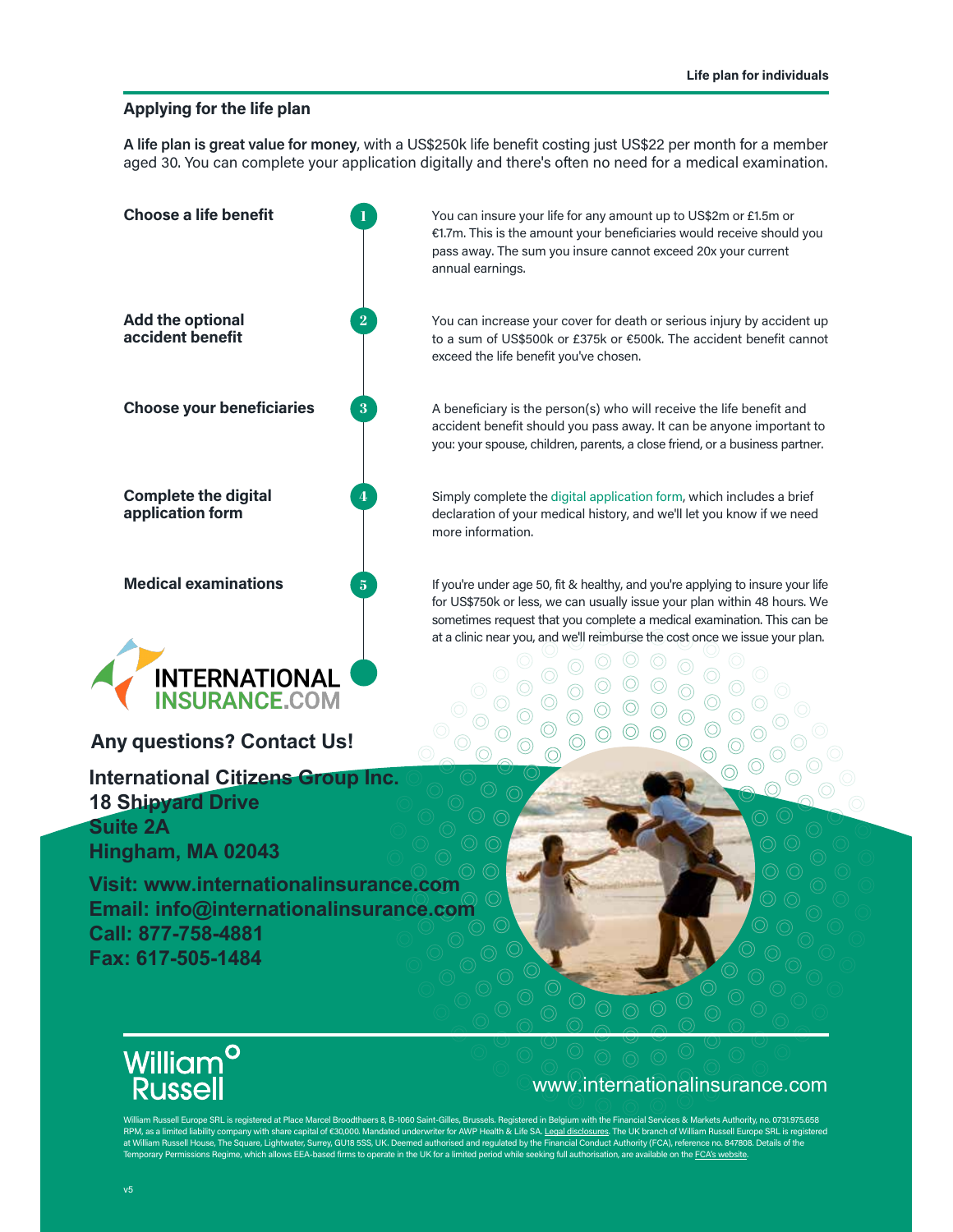## Applying for the life plan

**A life plan is great value for money**, with a US$250k life benefit costing just US$22 per month for a member aged 30. You can complete your application digitally and there's often no need for a medical examination.

**1. Choose a life benefit**

You can insure your life for any amount up to US$2m or £1.5m or €1.7m. This is the amount your beneficiaries would receive should you pass away. The sum you insure cannot exceed 20x your current annual earnings.

**2. Add the optional accident benefit**

You can increase your cover for death or serious injury by accident up to a sum of US$500k or £375k or €500k. The accident benefit cannot exceed the life benefit you've chosen.

**3. Choose your beneficiaries**

A beneficiary is the person(s) who will receive the life benefit and accident benefit should you pass away. It can be anyone important to you: your spouse, children, parents, a close friend, or a business partner.

**4. Complete the digital application form**

Simply complete the digital application form, which includes a brief declaration of your medical history, and we'll let you know if we need more information.

**5. Medical examinations**

If you're under age 50, fit & healthy, and you're applying to insure your life for US$750k or less, we can usually issue your plan within 48 hours. We sometimes request that you complete a medical examination. This can be at a clinic near you, and we'll reimburse the cost once we issue your plan.

INTERNATIONAL INSURANCE.COM

**Any questions? Contact Us!**

**International Citizens Group Inc.**
**18 Shipyard Drive**
**Suite 2A**
**Hingham, MA 02043**

**Visit: www.internationalinsurance.com**
**Email: info@internationalinsurance.com**
**Call: 877-758-4881**
**Fax: 617-505-1484**

William Russell

www.internationalinsurance.com

William Russell Europe SRL is registered at Place Marcel Broodthaers 8, B-1060 Saint-Gilles, Brussels. Registered in Belgium with the Financial Services & Markets Authority, no. 0731.975.658 RPM, as a limited liability company with share capital of €30,000. Mandated underwriter for AWP Health & Life SA. Legal disclosures. The UK branch of William Russell Europe SRL is registered at William Russell House, The Square, Lightwater, Surrey, GU18 5SS, UK. Deemed authorised and regulated by the Financial Conduct Authority (FCA), reference no. 847808. Details of the Temporary Permissions Regime, which allows EEA-based firms to operate in the UK for a limited period while seeking full authorisation, are available on the FCA's website.

v5